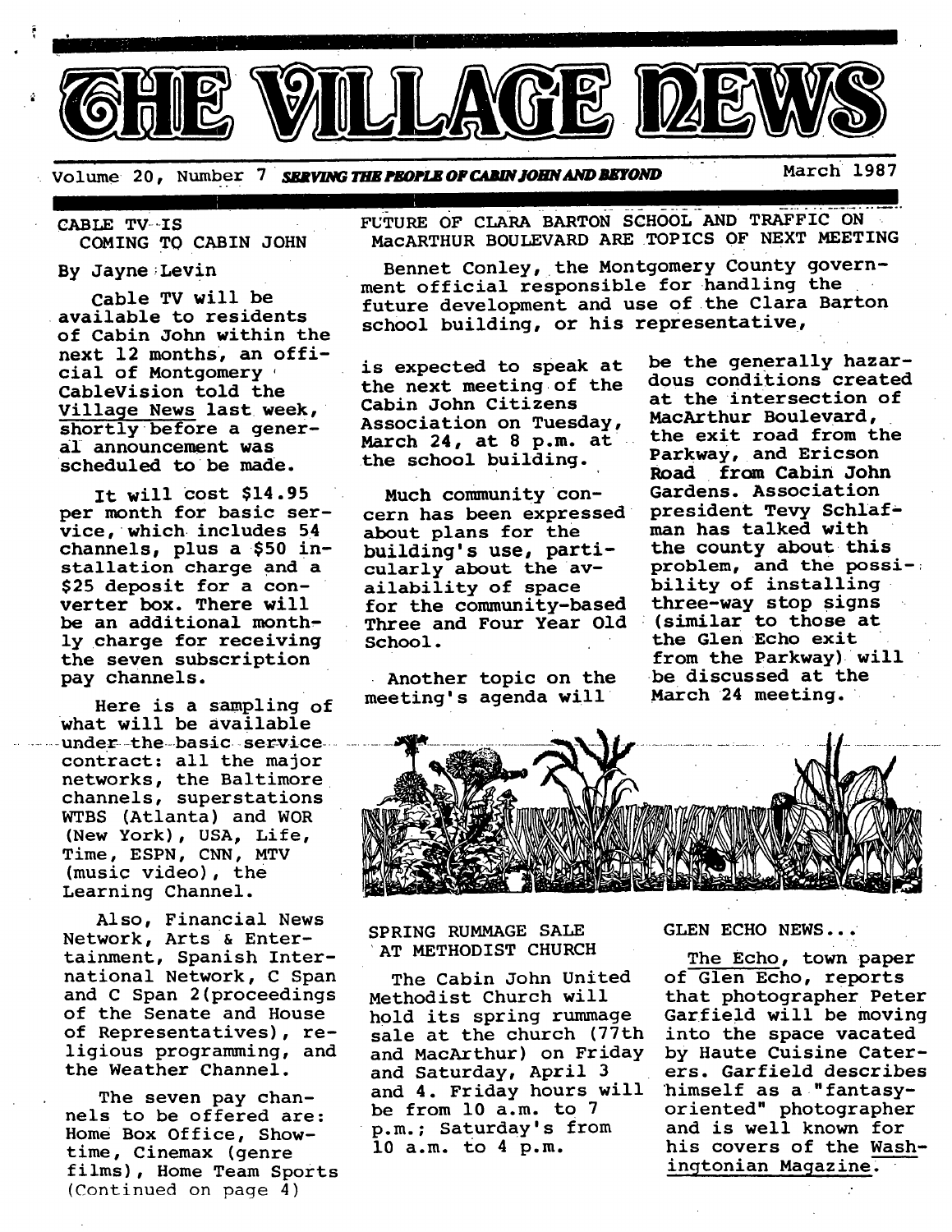# THE VILLAGE NEWS

Volume 20, Number 7 *SERVING THE PEOPLE OF CABIN JOHN AND BEYOND* March 1987

## CABLE TV IS COMING TO CABIN JOHN

By Jayne Levin

Cable TV will be available to residents of Cabin John within the next 12 months, an official of Montgomery CableVision told the Village News last week, shortly before a general announcement was scheduled to be made.

It will cost $14.95 per month for basic service, which includes 54 channels, plus a $50 installation charge and a $25 deposit for a converter box. There will be an additional monthly charge for receiving the seven subscription pay channels.

Here is a sampling of what will be available under the basic service contract: all the major networks, the Baltimore channels, superstations WTBS (Atlanta) and WOR (New York), USA, Life, Time, ESPN, CNN, MTV (music video), the Learning Channel.

Also, Financial News Network, Arts & Entertainment, Spanish International Network, C Span and C Span 2(proceedings of the Senate and House of Representatives), religious programming, and the Weather Channel.

The seven pay channels to be offered are: Home Box Office, Showtime, Cinemax (genre films), Home Team Sports

(Continued on page 4)

## FUTURE OF CLARA BARTON SCHOOL AND TRAFFIC ON MacARTHUR BOULEVARD ARE TOPICS OF NEXT MEETING

Bennet Conley, the Montgomery County government official responsible for handling the future development and use of the Clara Barton school building, or his representative, is expected to speak at the next meeting of the Cabin John Citizens Association on Tuesday, March 24, at 8 p.m. at the school building.

Much community concern has been expressed about plans for the building's use, particularly about the availability of space for the community-based Three and Four Year Old School.

Another topic on the meeting's agenda will be the generally hazardous conditions created at the intersection of MacArthur Boulevard, the exit road from the Parkway, and Ericson Road from Cabin John Gardens. Association president Tevy Schlafman has talked with the county about this problem, and the possibility of installing three-way stop signs (similar to those at the Glen Echo exit from the Parkway) will be discussed at the March 24 meeting.

## SPRING RUMMAGE SALE AT METHODIST CHURCH

The Cabin John United Methodist Church will hold its spring rummage sale at the church (77th and MacArthur) on Friday and Saturday, April 3 and 4. Friday hours will be from 10 a.m. to 7 p.m.; Saturday's from 10 a.m. to 4 p.m.

## GLEN ECHO NEWS...

The Echo, town paper of Glen Echo, reports that photographer Peter Garfield will be moving into the space vacated by Haute Cuisine Caterers. Garfield describes himself as a "fantasy-oriented" photographer and is well known for his covers of the Washingtonian Magazine.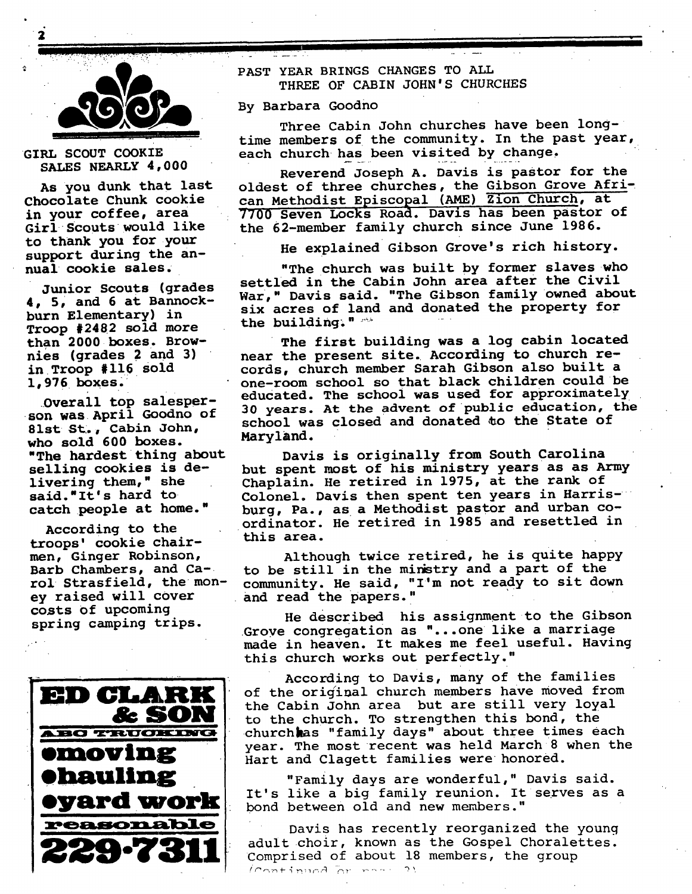## GIRL SCOUT COOKIE SALES NEARLY 4,000

As you dunk that last Chocolate Chunk cookie in your coffee, area Girl Scouts would like to thank you for your support during the annual cookie sales.

Junior Scouts (grades 4, 5, and 6 at Bannockburn Elementary) in Troop #2482 sold more than 2000 boxes. Brownies (grades 2 and 3) in Troop #116 sold 1,976 boxes.

Overall top salesperson was April Goodno of 81st St., Cabin John, who sold 600 boxes. "The hardest thing about selling cookies is delivering them," she said. "It's hard to catch people at home."

According to the troops' cookie chairmen, Ginger Robinson, Barb Chambers, and Carol Strasfield, the money raised will cover costs of upcoming spring camping trips.

**ED CLARK & SON**
**ABC TRUCKING**
**•moving**
**•hauling**
**•yard work**
**reasonable**
**229-7311**

## PAST YEAR BRINGS CHANGES TO ALL THREE OF CABIN JOHN'S CHURCHES

By Barbara Goodno

Three Cabin John churches have been long-time members of the community. In the past year, each church has been visited by change.

Reverend Joseph A. Davis is pastor for the oldest of three churches, the Gibson Grove African Methodist Episcopal (AME) Zion Church, at 7700 Seven Locks Road. Davis has been pastor of the 62-member family church since June 1986.

He explained Gibson Grove's rich history.

"The church was built by former slaves who settled in the Cabin John area after the Civil War," Davis said. "The Gibson family owned about six acres of land and donated the property for the building."

The first building was a log cabin located near the present site. According to church records, church member Sarah Gibson also built a one-room school so that black children could be educated. The school was used for approximately 30 years. At the advent of public education, the school was closed and donated to the State of Maryland.

Davis is originally from South Carolina but spent most of his ministry years as as Army Chaplain. He retired in 1975, at the rank of Colonel. Davis then spent ten years in Harrisburg, Pa., as a Methodist pastor and urban co-ordinator. He retired in 1985 and resettled in this area.

Although twice retired, he is quite happy to be still in the ministry and a part of the community. He said, "I'm not ready to sit down and read the papers."

He described his assignment to the Gibson Grove congregation as "...one like a marriage made in heaven. It makes me feel useful. Having this church works out perfectly."

According to Davis, many of the families of the original church members have moved from the Cabin John area but are still very loyal to the church. To strengthen this bond, the church has "family days" about three times each year. The most recent was held March 8 when the Hart and Clagett families were honored.

"Family days are wonderful," Davis said. It's like a big family reunion. It serves as a bond between old and new members."

Davis has recently reorganized the young adult choir, known as the Gospel Choralettes. Comprised of about 18 members, the group

(Continued on page 3)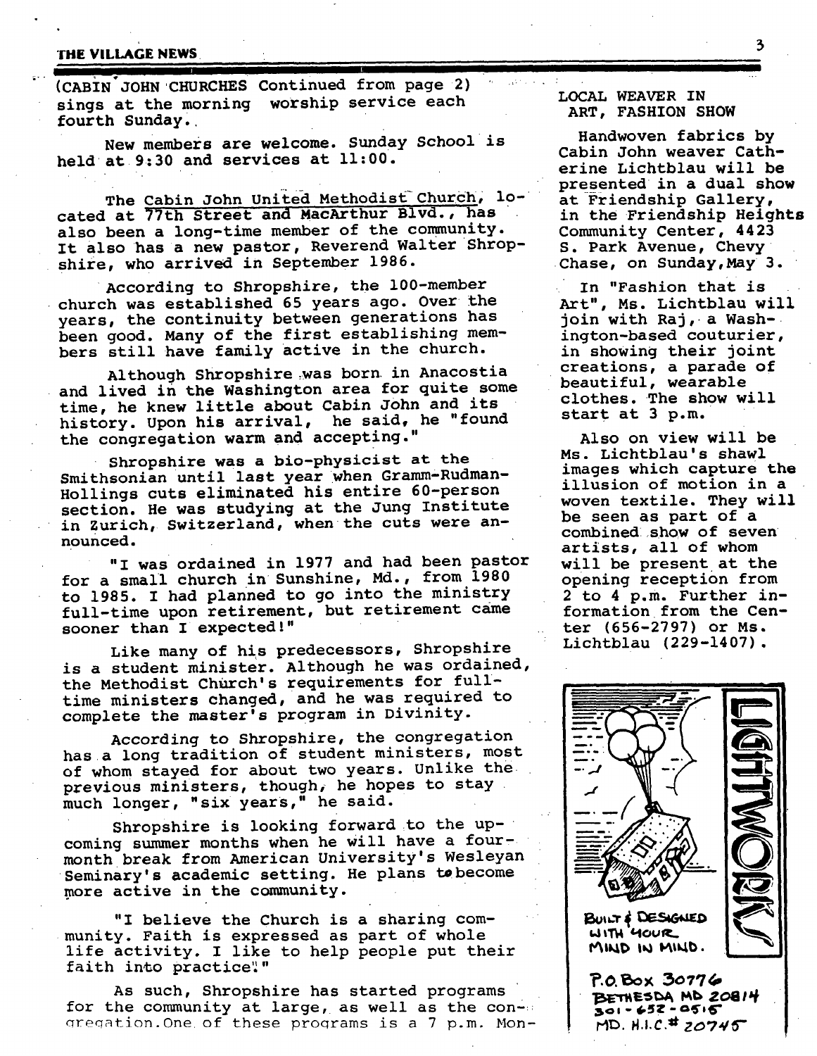(CABIN JOHN CHURCHES Continued from page 2) sings at the morning worship service each fourth Sunday.

New members are welcome. Sunday School is held at 9:30 and services at 11:00.

The Cabin John United Methodist Church, located at 77th Street and MacArthur Blvd., has also been a long-time member of the community. It also has a new pastor, Reverend Walter Shropshire, who arrived in September 1986.

According to Shropshire, the 100-member church was established 65 years ago. Over the years, the continuity between generations has been good. Many of the first establishing members still have family active in the church.

Although Shropshire was born in Anacostia and lived in the Washington area for quite some time, he knew little about Cabin John and its history. Upon his arrival, he said, he "found the congregation warm and accepting."

Shropshire was a bio-physicist at the Smithsonian until last year when Gramm-Rudman-Hollings cuts eliminated his entire 60-person section. He was studying at the Jung Institute in Zurich, Switzerland, when the cuts were announced.

"I was ordained in 1977 and had been pastor for a small church in Sunshine, Md., from 1980 to 1985. I had planned to go into the ministry full-time upon retirement, but retirement came sooner than I expected!"

Like many of his predecessors, Shropshire is a student minister. Although he was ordained, the Methodist Church's requirements for full-time ministers changed, and he was required to complete the master's program in Divinity.

According to Shropshire, the congregation has a long tradition of student ministers, most of whom stayed for about two years. Unlike the previous ministers, though, he hopes to stay much longer, "six years," he said.

Shropshire is looking forward to the upcoming summer months when he will have a four-month break from American University's Wesleyan Seminary's academic setting. He plans to become more active in the community.

"I believe the Church is a sharing community. Faith is expressed as part of whole life activity. I like to help people put their faith into practice."

As such, Shropshire has started programs for the community at large, as well as the congregation. One of these programs is a 7 p.m. Mon-

## LOCAL WEAVER IN ART, FASHION SHOW

Handwoven fabrics by Cabin John weaver Catherine Lichtblau will be presented in a dual show at Friendship Gallery, in the Friendship Heights Community Center, 4423 S. Park Avenue, Chevy Chase, on Sunday, May 3.

In "Fashion that is Art", Ms. Lichtblau will join with Raj, a Washington-based couturier, in showing their joint creations, a parade of beautiful, wearable clothes. The show will start at 3 p.m.

Also on view will be Ms. Lichtblau's shawl images which capture the illusion of motion in a woven textile. They will be seen as part of a combined show of seven artists, all of whom will be present at the opening reception from 2 to 4 p.m. Further information from the Center (656-2797) or Ms. Lichtblau (229-1407).

LIGHTWORKS

BUILT & DESIGNED WITH YOUR MIND IN MIND.

P.O. Box 30776
BETHESDA MD 20814
301-652-0515
MD. H.I.C.# 20745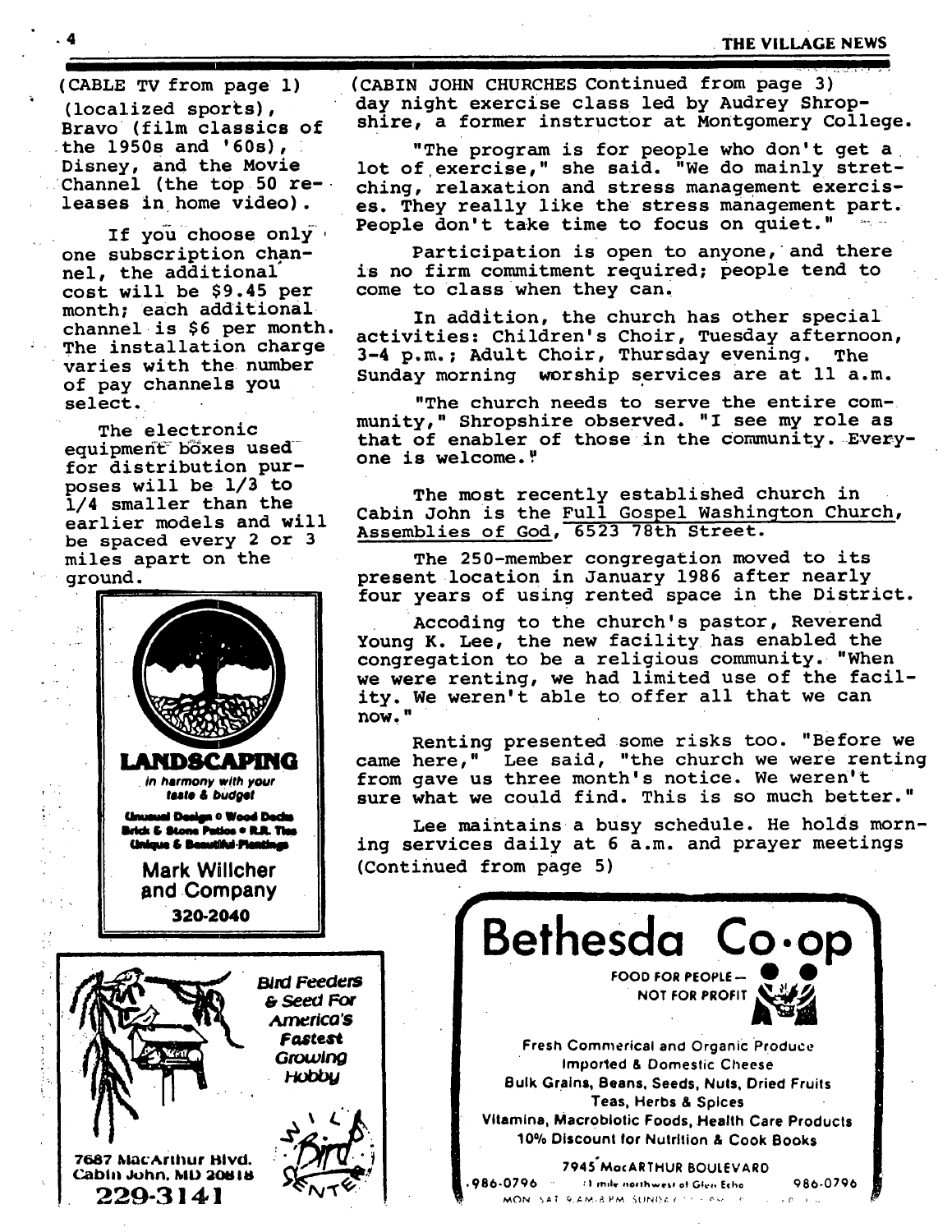(CABLE TV from page 1)

(localized sports), Bravo (film classics of the 1950s and '60s), Disney, and the Movie Channel (the top 50 releases in home video).

If you choose only one subscription channel, the additional cost will be $9.45 per month; each additional channel is $6 per month. The installation charge varies with the number of pay channels you select.

The electronic equipment boxes used for distribution purposes will be 1/3 to 1/4 smaller than the earlier models and will be spaced every 2 or 3 miles apart on the ground.

**LANDSCAPING**

*in harmony with your taste & budget*

**Unusual Design • Wood Decks**
**Brick & Stone Patios • R.R. Ties**
**Unique & Beautiful Plantings**

**Mark Willcher and Company**

**320-2040**

*Bird Feeders & Seed For America's Fastest Growing Hobby*

7687 MacArthur Blvd.
Cabin John, MD 20818
**229-3141**

Wild Bird Center

(CABIN JOHN CHURCHES Continued from page 3)

day night exercise class led by Audrey Shropshire, a former instructor at Montgomery College.

"The program is for people who don't get a lot of exercise," she said. "We do mainly stretching, relaxation and stress management exercises. They really like the stress management part. People don't take time to focus on quiet."

Participation is open to anyone, and there is no firm commitment required; people tend to come to class when they can.

In addition, the church has other special activities: Children's Choir, Tuesday afternoon, 3-4 p.m.; Adult Choir, Thursday evening. The Sunday morning worship services are at 11 a.m.

"The church needs to serve the entire community," Shropshire observed. "I see my role as that of enabler of those in the community. Everyone is welcome."

The most recently established church in Cabin John is the Full Gospel Washington Church, Assemblies of God, 6523 78th Street.

The 250-member congregation moved to its present location in January 1986 after nearly four years of using rented space in the District.

Accoding to the church's pastor, Reverend Young K. Lee, the new facility has enabled the congregation to be a religious community. "When we were renting, we had limited use of the facility. We weren't able to offer all that we can now."

Renting presented some risks too. "Before we came here," Lee said, "the church we were renting from gave us three month's notice. We weren't sure what we could find. This is so much better."

Lee maintains a busy schedule. He holds morning services daily at 6 a.m. and prayer meetings (Continued from page 5)

**Bethesda Co-op**

FOOD FOR PEOPLE — NOT FOR PROFIT

Fresh Commerical and Organic Produce
Imported & Domestic Cheese
Bulk Grains, Beans, Seeds, Nuts, Dried Fruits
Teas, Herbs & Spices
Vitamins, Macrobiotic Foods, Health Care Products
10% Discount for Nutrition & Cook Books

7945 MacARTHUR BOULEVARD

986-0796 — 1 mile northwest of Glen Echo — 986-0796

MON SAT 9 AM-8 PM SUNDAY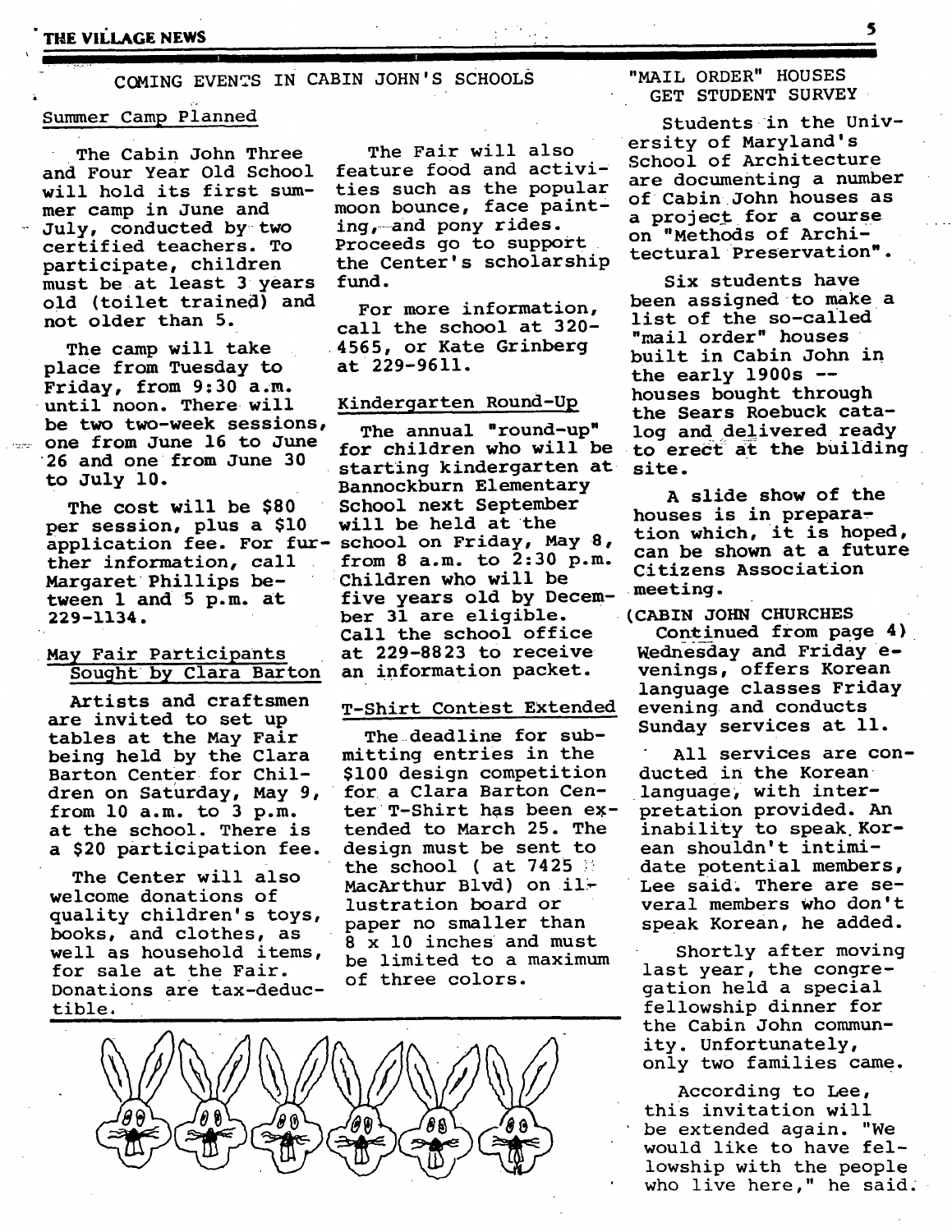## COMING EVENTS IN CABIN JOHN'S SCHOOLS

### Summer Camp Planned

The Cabin John Three and Four Year Old School will hold its first summer camp in June and July, conducted by two certified teachers. To participate, children must be at least 3 years old (toilet trained) and not older than 5.

The camp will take place from Tuesday to Friday, from 9:30 a.m. until noon. There will be two two-week sessions, one from June 16 to June 26 and one from June 30 to July 10.

The cost will be $80 per session, plus a $10 application fee. For further information, call Margaret Phillips between 1 and 5 p.m. at 229-1134.

### May Fair Participants Sought by Clara Barton

Artists and craftsmen are invited to set up tables at the May Fair being held by the Clara Barton Center for Children on Saturday, May 9, from 10 a.m. to 3 p.m. at the school. There is a $20 participation fee.

The Center will also welcome donations of quality children's toys, books, and clothes, as well as household items, for sale at the Fair. Donations are tax-deductible.

The Fair will also feature food and activities such as the popular moon bounce, face painting, and pony rides. Proceeds go to support the Center's scholarship fund.

For more information, call the school at 320-4565, or Kate Grinberg at 229-9611.

### Kindergarten Round-Up

The annual "round-up" for children who will be starting kindergarten at Bannockburn Elementary School next September will be held at the school on Friday, May 8, from 8 a.m. to 2:30 p.m. Children who will be five years old by December 31 are eligible. Call the school office at 229-8823 to receive an information packet.

### T-Shirt Contest Extended

The deadline for submitting entries in the $100 design competition for a Clara Barton Center T-Shirt has been extended to March 25. The design must be sent to the school ( at 7425 MacArthur Blvd) on illustration board or paper no smaller than 8 x 10 inches and must be limited to a maximum of three colors.

## "MAIL ORDER" HOUSES GET STUDENT SURVEY

Students in the University of Maryland's School of Architecture are documenting a number of Cabin John houses as a project for a course on "Methods of Architectural Preservation".

Six students have been assigned to make a list of the so-called "mail order" houses built in Cabin John in the early 1900s -- houses bought through the Sears Roebuck catalog and delivered ready to erect at the building site.

A slide show of the houses is in preparation which, it is hoped, can be shown at a future Citizens Association meeting.

(CABIN JOHN CHURCHES Continued from page 4) Wednesday and Friday evenings, offers Korean language classes Friday evening and conducts Sunday services at 11.

All services are conducted in the Korean language, with interpretation provided. An inability to speak Korean shouldn't intimidate potential members, Lee said. There are several members who don't speak Korean, he added.

Shortly after moving last year, the congregation held a special fellowship dinner for the Cabin John community. Unfortunately, only two families came.

According to Lee, this invitation will be extended again. "We would like to have fellowship with the people who live here," he said.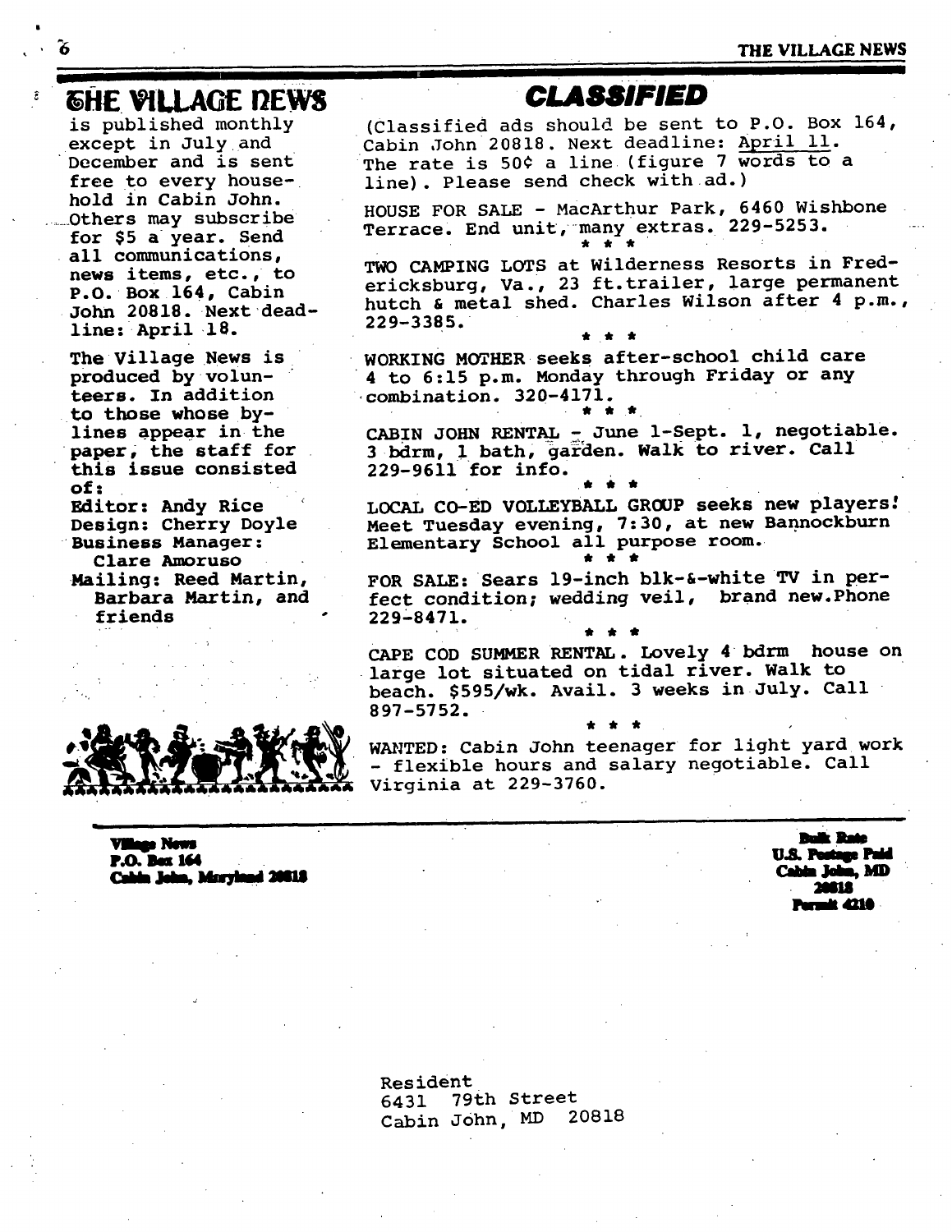# THE VILLAGE NEWS

is published monthly except in July and December and is sent free to every household in Cabin John. Others may subscribe for $5 a year. Send all communications, news items, etc., to P.O. Box 164, Cabin John 20818. Next deadline: April 18.

The Village News is produced by volunteers. In addition to those whose bylines appear in the paper, the staff for this issue consisted of:

Editor: Andy Rice
Design: Cherry Doyle
Business Manager: Clare Amoruso
Mailing: Reed Martin, Barbara Martin, and friends

# CLASSIFIED

(Classified ads should be sent to P.O. Box 164, Cabin John 20818. Next deadline: April 11. The rate is 50¢ a line (figure 7 words to a line). Please send check with ad.)

HOUSE FOR SALE - MacArthur Park, 6460 Wishbone Terrace. End unit, many extras. 229-5253.

* * *

TWO CAMPING LOTS at Wilderness Resorts in Fredericksburg, Va., 23 ft.trailer, large permanent hutch & metal shed. Charles Wilson after 4 p.m., 229-3385.

* * *

WORKING MOTHER seeks after-school child care 4 to 6:15 p.m. Monday through Friday or any combination. 320-4171.

* * *

CABIN JOHN RENTAL - June 1-Sept. 1, negotiable. 3 bdrm, 1 bath, garden. Walk to river. Call 229-9611 for info.

* * *

LOCAL CO-ED VOLLEYBALL GROUP seeks new players! Meet Tuesday evening, 7:30, at new Bannockburn Elementary School all purpose room.

* * *

FOR SALE: Sears 19-inch blk-&-white TV in perfect condition; wedding veil, brand new.Phone 229-8471.

* * *

CAPE COD SUMMER RENTAL. Lovely 4 bdrm house on large lot situated on tidal river. Walk to beach. $595/wk. Avail. 3 weeks in July. Call 897-5752.

* * *

WANTED: Cabin John teenager for light yard work - flexible hours and salary negotiable. Call Virginia at 229-3760.

---

**Village News**
**P.O. Box 164**
**Cabin John, Maryland 20818**

**Bulk Rate**
**U.S. Postage Paid**
**Cabin John, MD**
**20818**
**Permit 4210**

Resident
6431 79th Street
Cabin John, MD 20818